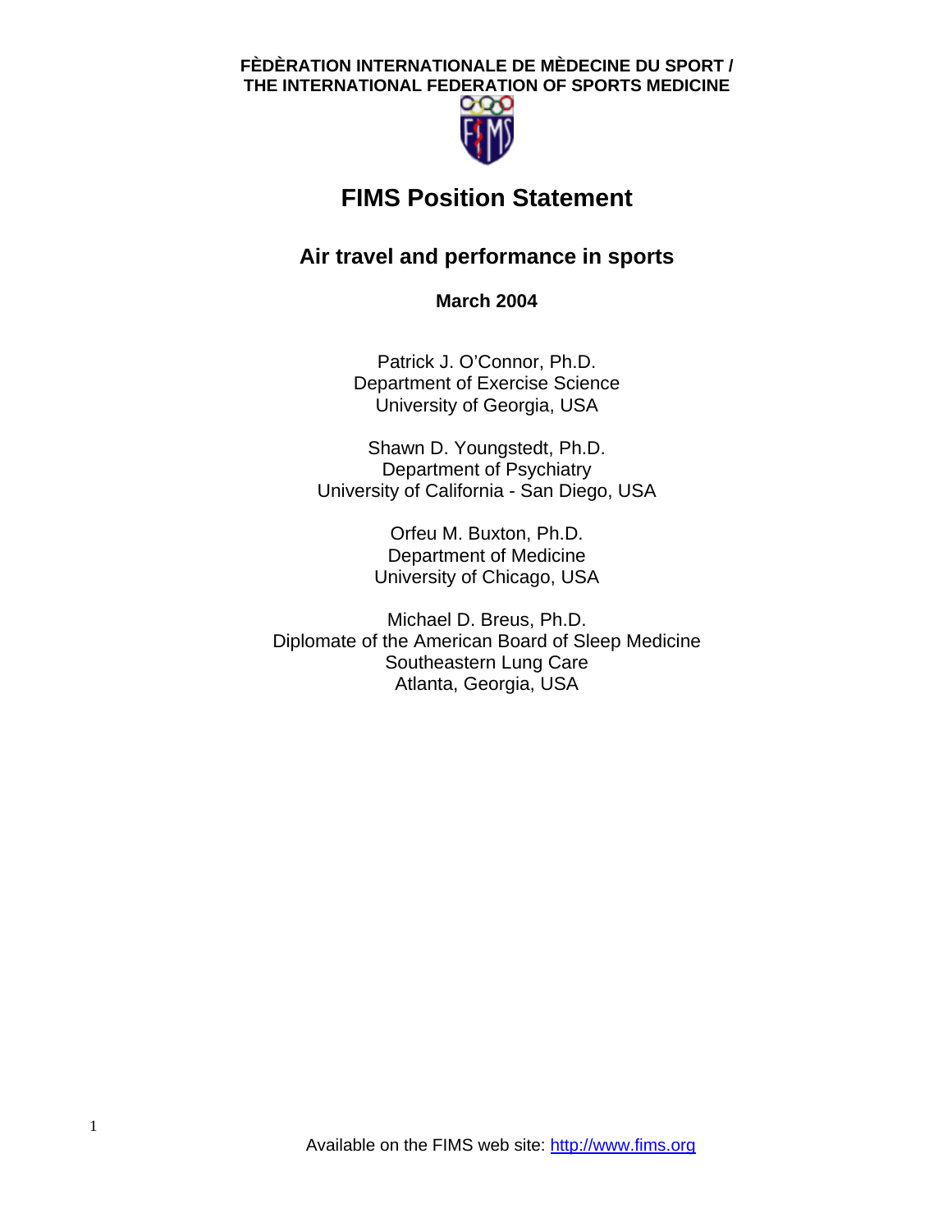FÈDÈRATION INTERNATIONALE DE MÈDECINE DU SPORT /
THE INTERNATIONAL FEDERATION OF SPORTS MEDICINE

# FIMS Position Statement

## Air travel and performance in sports

**March 2004**

Patrick J. O'Connor, Ph.D.
Department of Exercise Science
University of Georgia, USA

Shawn D. Youngstedt, Ph.D.
Department of Psychiatry
University of California - San Diego, USA

Orfeu M. Buxton, Ph.D.
Department of Medicine
University of Chicago, USA

Michael D. Breus, Ph.D.
Diplomate of the American Board of Sleep Medicine
Southeastern Lung Care
Atlanta, Georgia, USA

Available on the FIMS web site: http://www.fims.org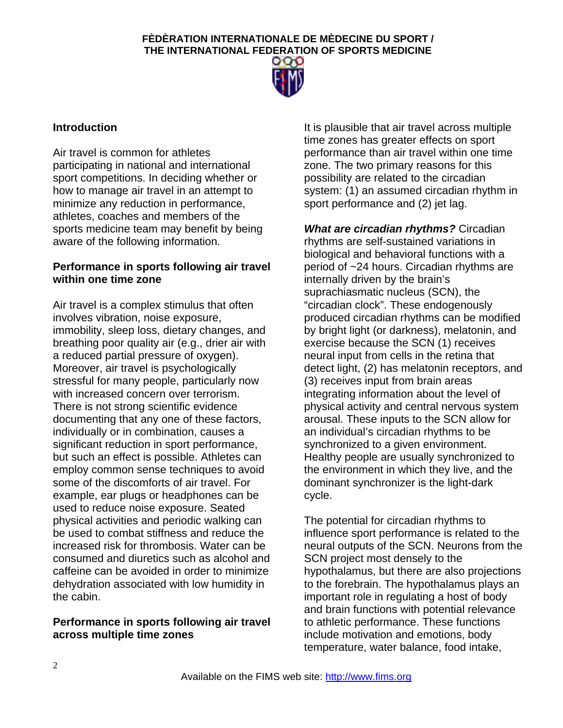## Introduction

Air travel is common for athletes participating in national and international sport competitions. In deciding whether or how to manage air travel in an attempt to minimize any reduction in performance, athletes, coaches and members of the sports medicine team may benefit by being aware of the following information.

## Performance in sports following air travel within one time zone

Air travel is a complex stimulus that often involves vibration, noise exposure, immobility, sleep loss, dietary changes, and breathing poor quality air (e.g., drier air with a reduced partial pressure of oxygen). Moreover, air travel is psychologically stressful for many people, particularly now with increased concern over terrorism. There is not strong scientific evidence documenting that any one of these factors, individually or in combination, causes a significant reduction in sport performance, but such an effect is possible. Athletes can employ common sense techniques to avoid some of the discomforts of air travel. For example, ear plugs or headphones can be used to reduce noise exposure. Seated physical activities and periodic walking can be used to combat stiffness and reduce the increased risk for thrombosis. Water can be consumed and diuretics such as alcohol and caffeine can be avoided in order to minimize dehydration associated with low humidity in the cabin.

## Performance in sports following air travel across multiple time zones

It is plausible that air travel across multiple time zones has greater effects on sport performance than air travel within one time zone. The two primary reasons for this possibility are related to the circadian system: (1) an assumed circadian rhythm in sport performance and (2) jet lag.

***What are circadian rhythms?*** Circadian rhythms are self-sustained variations in biological and behavioral functions with a period of ~24 hours. Circadian rhythms are internally driven by the brain's suprachiasmatic nucleus (SCN), the "circadian clock". These endogenously produced circadian rhythms can be modified by bright light (or darkness), melatonin, and exercise because the SCN (1) receives neural input from cells in the retina that detect light, (2) has melatonin receptors, and (3) receives input from brain areas integrating information about the level of physical activity and central nervous system arousal. These inputs to the SCN allow for an individual's circadian rhythms to be synchronized to a given environment. Healthy people are usually synchronized to the environment in which they live, and the dominant synchronizer is the light-dark cycle.

The potential for circadian rhythms to influence sport performance is related to the neural outputs of the SCN. Neurons from the SCN project most densely to the hypothalamus, but there are also projections to the forebrain. The hypothalamus plays an important role in regulating a host of body and brain functions with potential relevance to athletic performance. These functions include motivation and emotions, body temperature, water balance, food intake,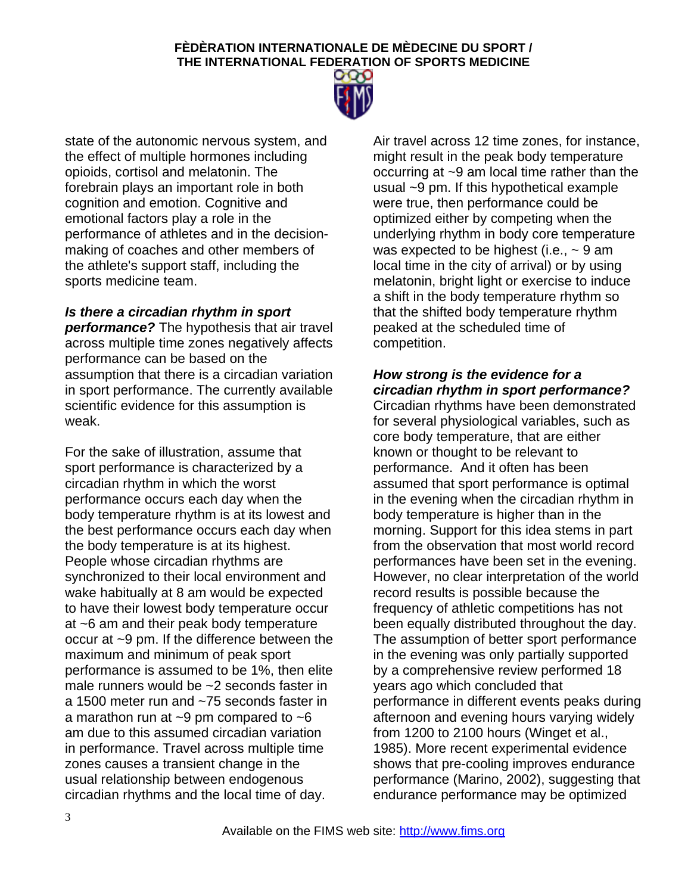state of the autonomic nervous system, and the effect of multiple hormones including opioids, cortisol and melatonin. The forebrain plays an important role in both cognition and emotion. Cognitive and emotional factors play a role in the performance of athletes and in the decision-making of coaches and other members of the athlete's support staff, including the sports medicine team.

***Is there a circadian rhythm in sport performance?*** The hypothesis that air travel across multiple time zones negatively affects performance can be based on the assumption that there is a circadian variation in sport performance. The currently available scientific evidence for this assumption is weak.

For the sake of illustration, assume that sport performance is characterized by a circadian rhythm in which the worst performance occurs each day when the body temperature rhythm is at its lowest and the best performance occurs each day when the body temperature is at its highest. People whose circadian rhythms are synchronized to their local environment and wake habitually at 8 am would be expected to have their lowest body temperature occur at ~6 am and their peak body temperature occur at ~9 pm. If the difference between the maximum and minimum of peak sport performance is assumed to be 1%, then elite male runners would be ~2 seconds faster in a 1500 meter run and ~75 seconds faster in a marathon run at ~9 pm compared to ~6 am due to this assumed circadian variation in performance. Travel across multiple time zones causes a transient change in the usual relationship between endogenous circadian rhythms and the local time of day. Air travel across 12 time zones, for instance, might result in the peak body temperature occurring at ~9 am local time rather than the usual ~9 pm. If this hypothetical example were true, then performance could be optimized either by competing when the underlying rhythm in body core temperature was expected to be highest (i.e., ~ 9 am local time in the city of arrival) or by using melatonin, bright light or exercise to induce a shift in the body temperature rhythm so that the shifted body temperature rhythm peaked at the scheduled time of competition.

***How strong is the evidence for a circadian rhythm in sport performance?*** Circadian rhythms have been demonstrated for several physiological variables, such as core body temperature, that are either known or thought to be relevant to performance. And it often has been assumed that sport performance is optimal in the evening when the circadian rhythm in body temperature is higher than in the morning. Support for this idea stems in part from the observation that most world record performances have been set in the evening. However, no clear interpretation of the world record results is possible because the frequency of athletic competitions has not been equally distributed throughout the day. The assumption of better sport performance in the evening was only partially supported by a comprehensive review performed 18 years ago which concluded that performance in different events peaks during afternoon and evening hours varying widely from 1200 to 2100 hours (Winget et al., 1985). More recent experimental evidence shows that pre-cooling improves endurance performance (Marino, 2002), suggesting that endurance performance may be optimized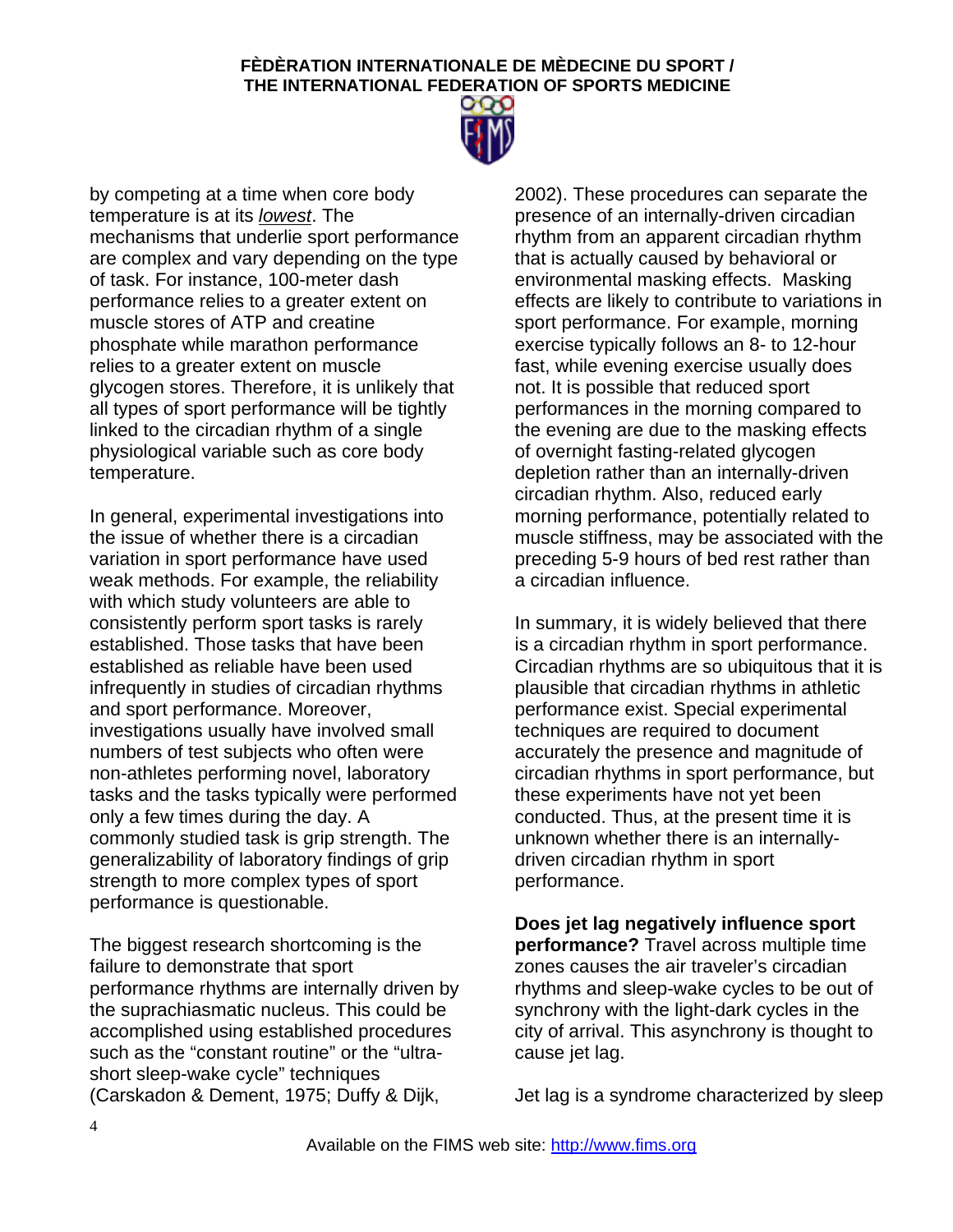by competing at a time when core body temperature is at its *lowest*. The mechanisms that underlie sport performance are complex and vary depending on the type of task. For instance, 100-meter dash performance relies to a greater extent on muscle stores of ATP and creatine phosphate while marathon performance relies to a greater extent on muscle glycogen stores. Therefore, it is unlikely that all types of sport performance will be tightly linked to the circadian rhythm of a single physiological variable such as core body temperature.

In general, experimental investigations into the issue of whether there is a circadian variation in sport performance have used weak methods. For example, the reliability with which study volunteers are able to consistently perform sport tasks is rarely established. Those tasks that have been established as reliable have been used infrequently in studies of circadian rhythms and sport performance. Moreover, investigations usually have involved small numbers of test subjects who often were non-athletes performing novel, laboratory tasks and the tasks typically were performed only a few times during the day. A commonly studied task is grip strength. The generalizability of laboratory findings of grip strength to more complex types of sport performance is questionable.

The biggest research shortcoming is the failure to demonstrate that sport performance rhythms are internally driven by the suprachiasmatic nucleus. This could be accomplished using established procedures such as the "constant routine" or the "ultra-short sleep-wake cycle" techniques (Carskadon & Dement, 1975; Duffy & Dijk, 2002). These procedures can separate the presence of an internally-driven circadian rhythm from an apparent circadian rhythm that is actually caused by behavioral or environmental masking effects. Masking effects are likely to contribute to variations in sport performance. For example, morning exercise typically follows an 8- to 12-hour fast, while evening exercise usually does not. It is possible that reduced sport performances in the morning compared to the evening are due to the masking effects of overnight fasting-related glycogen depletion rather than an internally-driven circadian rhythm. Also, reduced early morning performance, potentially related to muscle stiffness, may be associated with the preceding 5-9 hours of bed rest rather than a circadian influence.

In summary, it is widely believed that there is a circadian rhythm in sport performance. Circadian rhythms are so ubiquitous that it is plausible that circadian rhythms in athletic performance exist. Special experimental techniques are required to document accurately the presence and magnitude of circadian rhythms in sport performance, but these experiments have not yet been conducted. Thus, at the present time it is unknown whether there is an internally-driven circadian rhythm in sport performance.

**Does jet lag negatively influence sport performance?** Travel across multiple time zones causes the air traveler's circadian rhythms and sleep-wake cycles to be out of synchrony with the light-dark cycles in the city of arrival. This asynchrony is thought to cause jet lag.

Jet lag is a syndrome characterized by sleep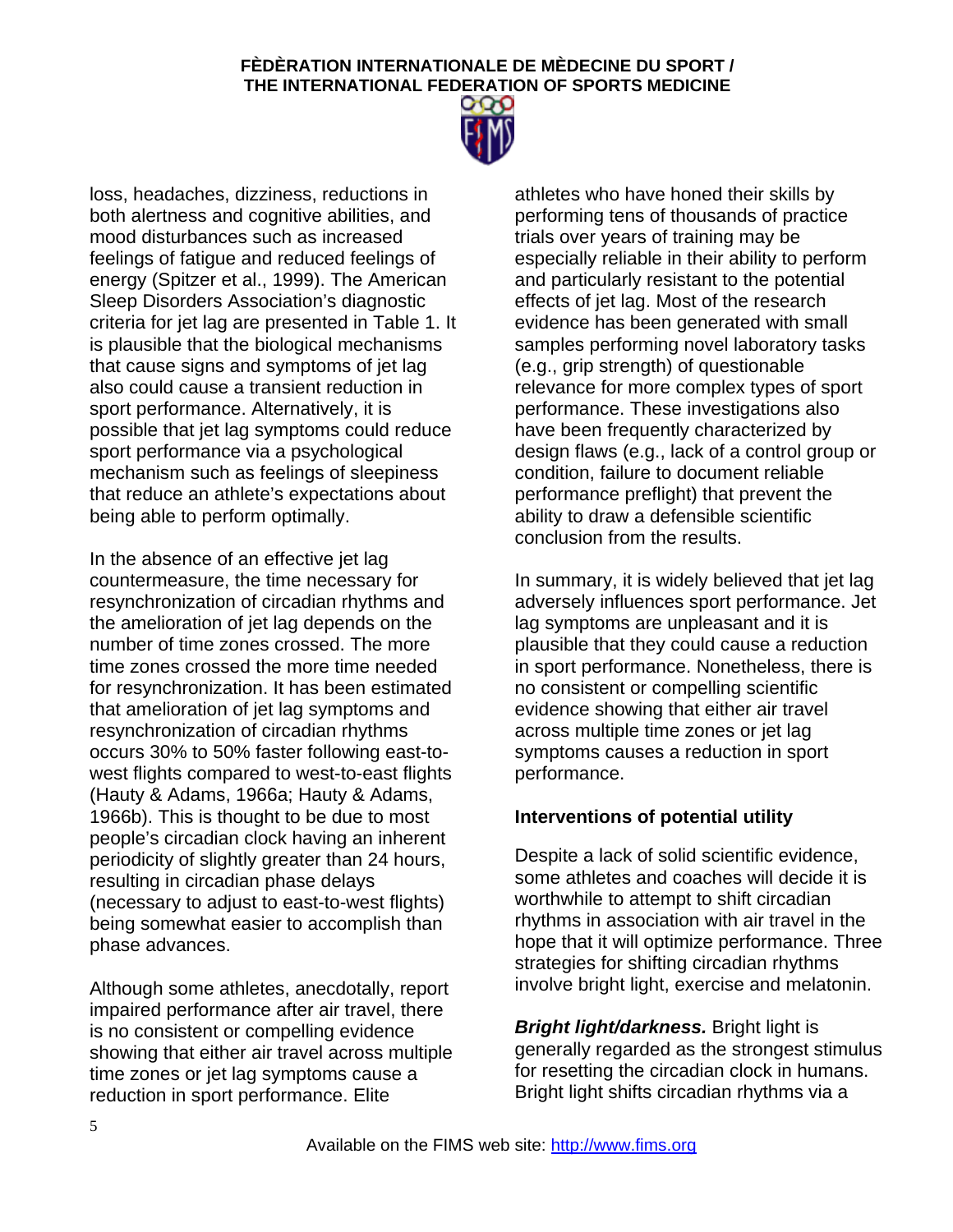loss, headaches, dizziness, reductions in both alertness and cognitive abilities, and mood disturbances such as increased feelings of fatigue and reduced feelings of energy (Spitzer et al., 1999). The American Sleep Disorders Association's diagnostic criteria for jet lag are presented in Table 1. It is plausible that the biological mechanisms that cause signs and symptoms of jet lag also could cause a transient reduction in sport performance. Alternatively, it is possible that jet lag symptoms could reduce sport performance via a psychological mechanism such as feelings of sleepiness that reduce an athlete's expectations about being able to perform optimally.

In the absence of an effective jet lag countermeasure, the time necessary for resynchronization of circadian rhythms and the amelioration of jet lag depends on the number of time zones crossed. The more time zones crossed the more time needed for resynchronization. It has been estimated that amelioration of jet lag symptoms and resynchronization of circadian rhythms occurs 30% to 50% faster following east-to-west flights compared to west-to-east flights (Hauty & Adams, 1966a; Hauty & Adams, 1966b). This is thought to be due to most people's circadian clock having an inherent periodicity of slightly greater than 24 hours, resulting in circadian phase delays (necessary to adjust to east-to-west flights) being somewhat easier to accomplish than phase advances.

Although some athletes, anecdotally, report impaired performance after air travel, there is no consistent or compelling evidence showing that either air travel across multiple time zones or jet lag symptoms cause a reduction in sport performance. Elite athletes who have honed their skills by performing tens of thousands of practice trials over years of training may be especially reliable in their ability to perform and particularly resistant to the potential effects of jet lag. Most of the research evidence has been generated with small samples performing novel laboratory tasks (e.g., grip strength) of questionable relevance for more complex types of sport performance. These investigations also have been frequently characterized by design flaws (e.g., lack of a control group or condition, failure to document reliable performance preflight) that prevent the ability to draw a defensible scientific conclusion from the results.

In summary, it is widely believed that jet lag adversely influences sport performance. Jet lag symptoms are unpleasant and it is plausible that they could cause a reduction in sport performance. Nonetheless, there is no consistent or compelling scientific evidence showing that either air travel across multiple time zones or jet lag symptoms causes a reduction in sport performance.

### Interventions of potential utility

Despite a lack of solid scientific evidence, some athletes and coaches will decide it is worthwhile to attempt to shift circadian rhythms in association with air travel in the hope that it will optimize performance. Three strategies for shifting circadian rhythms involve bright light, exercise and melatonin.

***Bright light/darkness.*** Bright light is generally regarded as the strongest stimulus for resetting the circadian clock in humans. Bright light shifts circadian rhythms via a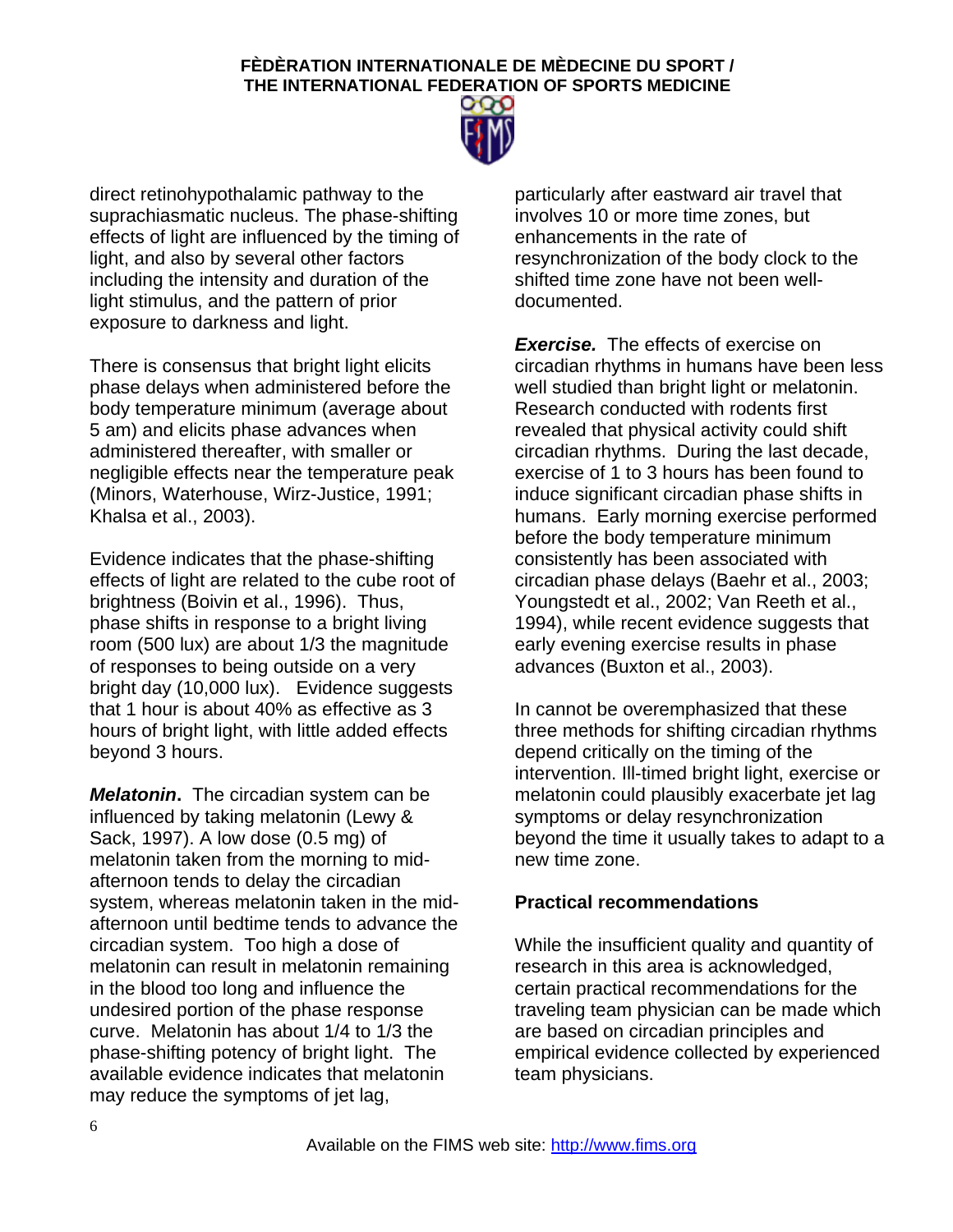direct retinohypothalamic pathway to the suprachiasmatic nucleus. The phase-shifting effects of light are influenced by the timing of light, and also by several other factors including the intensity and duration of the light stimulus, and the pattern of prior exposure to darkness and light.

There is consensus that bright light elicits phase delays when administered before the body temperature minimum (average about 5 am) and elicits phase advances when administered thereafter, with smaller or negligible effects near the temperature peak (Minors, Waterhouse, Wirz-Justice, 1991; Khalsa et al., 2003).

Evidence indicates that the phase-shifting effects of light are related to the cube root of brightness (Boivin et al., 1996). Thus, phase shifts in response to a bright living room (500 lux) are about 1/3 the magnitude of responses to being outside on a very bright day (10,000 lux). Evidence suggests that 1 hour is about 40% as effective as 3 hours of bright light, with little added effects beyond 3 hours.

***Melatonin*.** The circadian system can be influenced by taking melatonin (Lewy & Sack, 1997). A low dose (0.5 mg) of melatonin taken from the morning to mid-afternoon tends to delay the circadian system, whereas melatonin taken in the mid-afternoon until bedtime tends to advance the circadian system. Too high a dose of melatonin can result in melatonin remaining in the blood too long and influence the undesired portion of the phase response curve. Melatonin has about 1/4 to 1/3 the phase-shifting potency of bright light. The available evidence indicates that melatonin may reduce the symptoms of jet lag, particularly after eastward air travel that involves 10 or more time zones, but enhancements in the rate of resynchronization of the body clock to the shifted time zone have not been well-documented.

***Exercise.*** The effects of exercise on circadian rhythms in humans have been less well studied than bright light or melatonin. Research conducted with rodents first revealed that physical activity could shift circadian rhythms. During the last decade, exercise of 1 to 3 hours has been found to induce significant circadian phase shifts in humans. Early morning exercise performed before the body temperature minimum consistently has been associated with circadian phase delays (Baehr et al., 2003; Youngstedt et al., 2002; Van Reeth et al., 1994), while recent evidence suggests that early evening exercise results in phase advances (Buxton et al., 2003).

In cannot be overemphasized that these three methods for shifting circadian rhythms depend critically on the timing of the intervention. Ill-timed bright light, exercise or melatonin could plausibly exacerbate jet lag symptoms or delay resynchronization beyond the time it usually takes to adapt to a new time zone.

**Practical recommendations**

While the insufficient quality and quantity of research in this area is acknowledged, certain practical recommendations for the traveling team physician can be made which are based on circadian principles and empirical evidence collected by experienced team physicians.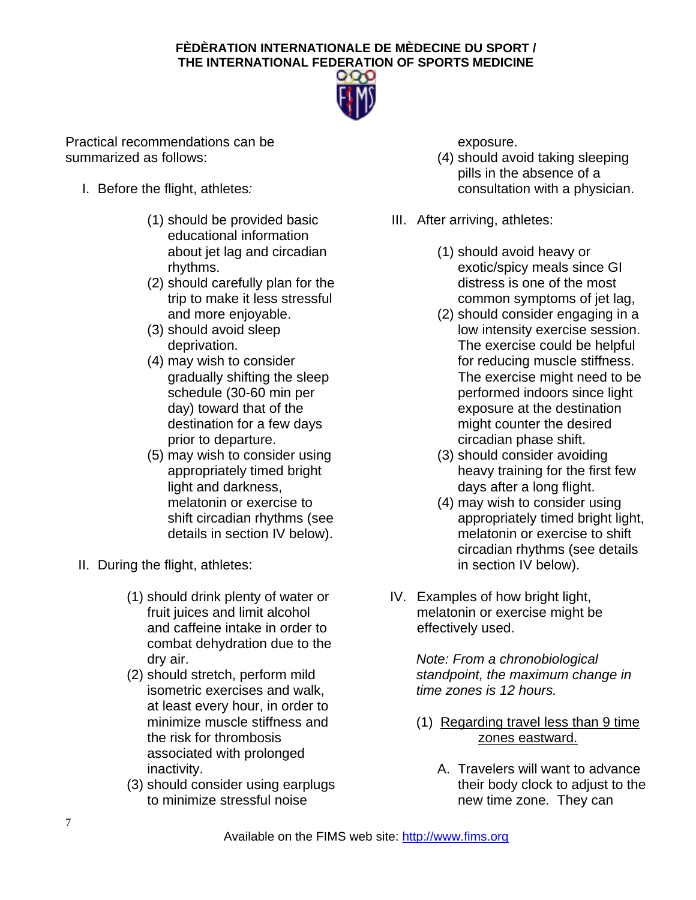Practical recommendations can be summarized as follows:

I. Before the flight, athletes*:*

   (1) should be provided basic educational information about jet lag and circadian rhythms.
   (2) should carefully plan for the trip to make it less stressful and more enjoyable.
   (3) should avoid sleep deprivation.
   (4) may wish to consider gradually shifting the sleep schedule (30-60 min per day) toward that of the destination for a few days prior to departure.
   (5) may wish to consider using appropriately timed bright light and darkness, melatonin or exercise to shift circadian rhythms (see details in section IV below).

II. During the flight, athletes:

   (1) should drink plenty of water or fruit juices and limit alcohol and caffeine intake in order to combat dehydration due to the dry air.
   (2) should stretch, perform mild isometric exercises and walk, at least every hour, in order to minimize muscle stiffness and the risk for thrombosis associated with prolonged inactivity.
   (3) should consider using earplugs to minimize stressful noise exposure.
   (4) should avoid taking sleeping pills in the absence of a consultation with a physician.

III. After arriving, athletes:

   (1) should avoid heavy or exotic/spicy meals since GI distress is one of the most common symptoms of jet lag,
   (2) should consider engaging in a low intensity exercise session. The exercise could be helpful for reducing muscle stiffness. The exercise might need to be performed indoors since light exposure at the destination might counter the desired circadian phase shift.
   (3) should consider avoiding heavy training for the first few days after a long flight.
   (4) may wish to consider using appropriately timed bright light, melatonin or exercise to shift circadian rhythms (see details in section IV below).

IV. Examples of how bright light, melatonin or exercise might be effectively used.

   *Note: From a chronobiological standpoint, the maximum change in time zones is 12 hours.*

   (1) <u>Regarding travel less than 9 time zones eastward.</u>

      A. Travelers will want to advance their body clock to adjust to the new time zone. They can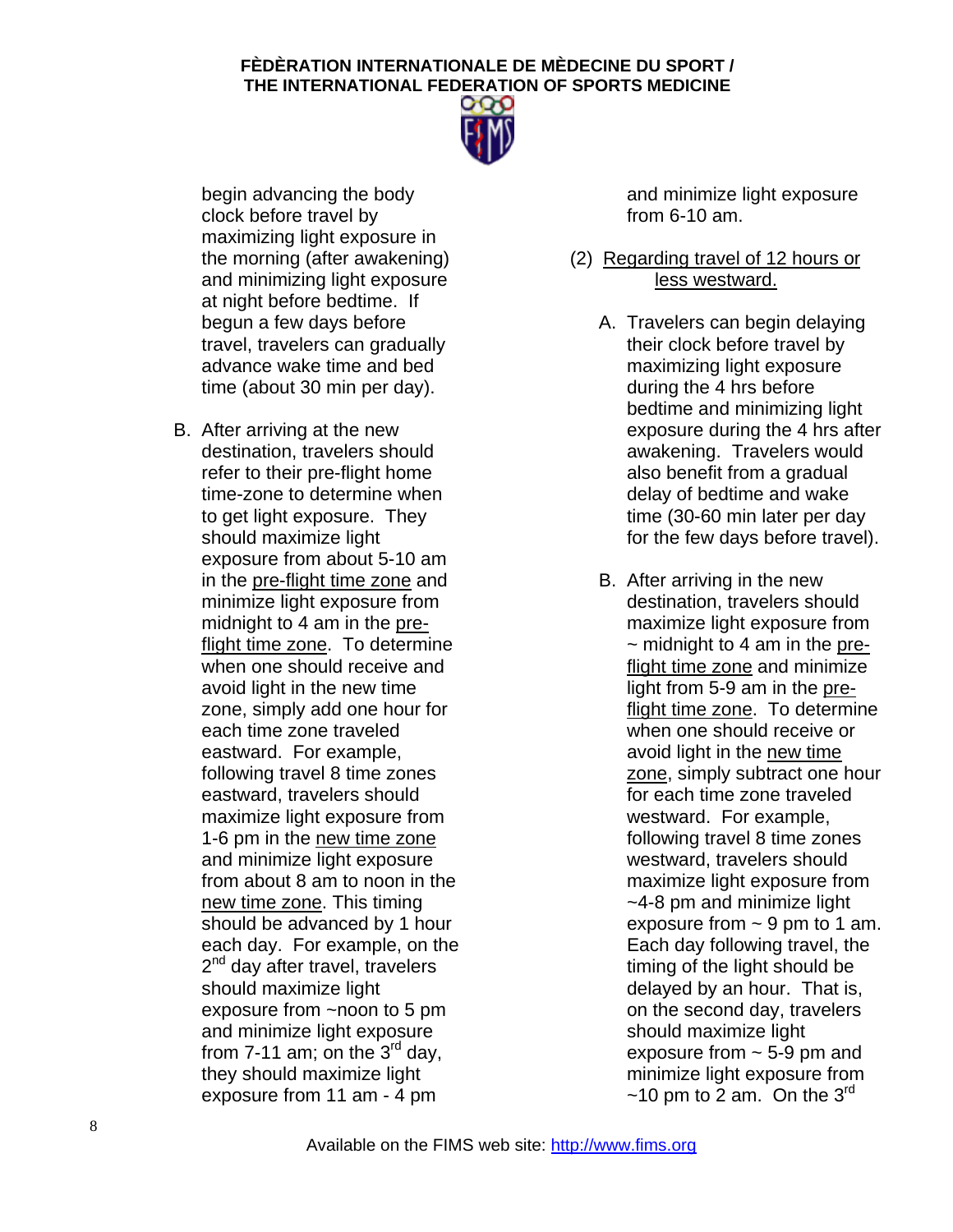begin advancing the body clock before travel by maximizing light exposure in the morning (after awakening) and minimizing light exposure at night before bedtime. If begun a few days before travel, travelers can gradually advance wake time and bed time (about 30 min per day).

B. After arriving at the new destination, travelers should refer to their pre-flight home time-zone to determine when to get light exposure. They should maximize light exposure from about 5-10 am in the pre-flight time zone and minimize light exposure from midnight to 4 am in the pre-flight time zone. To determine when one should receive and avoid light in the new time zone, simply add one hour for each time zone traveled eastward. For example, following travel 8 time zones eastward, travelers should maximize light exposure from 1-6 pm in the new time zone and minimize light exposure from about 8 am to noon in the new time zone. This timing should be advanced by 1 hour each day. For example, on the 2nd day after travel, travelers should maximize light exposure from ~noon to 5 pm and minimize light exposure from 7-11 am; on the 3rd day, they should maximize light exposure from 11 am - 4 pm and minimize light exposure from 6-10 am.

(2) Regarding travel of 12 hours or less westward.

A. Travelers can begin delaying their clock before travel by maximizing light exposure during the 4 hrs before bedtime and minimizing light exposure during the 4 hrs after awakening. Travelers would also benefit from a gradual delay of bedtime and wake time (30-60 min later per day for the few days before travel).

B. After arriving in the new destination, travelers should maximize light exposure from ~ midnight to 4 am in the pre-flight time zone and minimize light from 5-9 am in the pre-flight time zone. To determine when one should receive or avoid light in the new time zone, simply subtract one hour for each time zone traveled westward. For example, following travel 8 time zones westward, travelers should maximize light exposure from ~4-8 pm and minimize light exposure from ~ 9 pm to 1 am. Each day following travel, the timing of the light should be delayed by an hour. That is, on the second day, travelers should maximize light exposure from ~ 5-9 pm and minimize light exposure from ~10 pm to 2 am. On the 3rd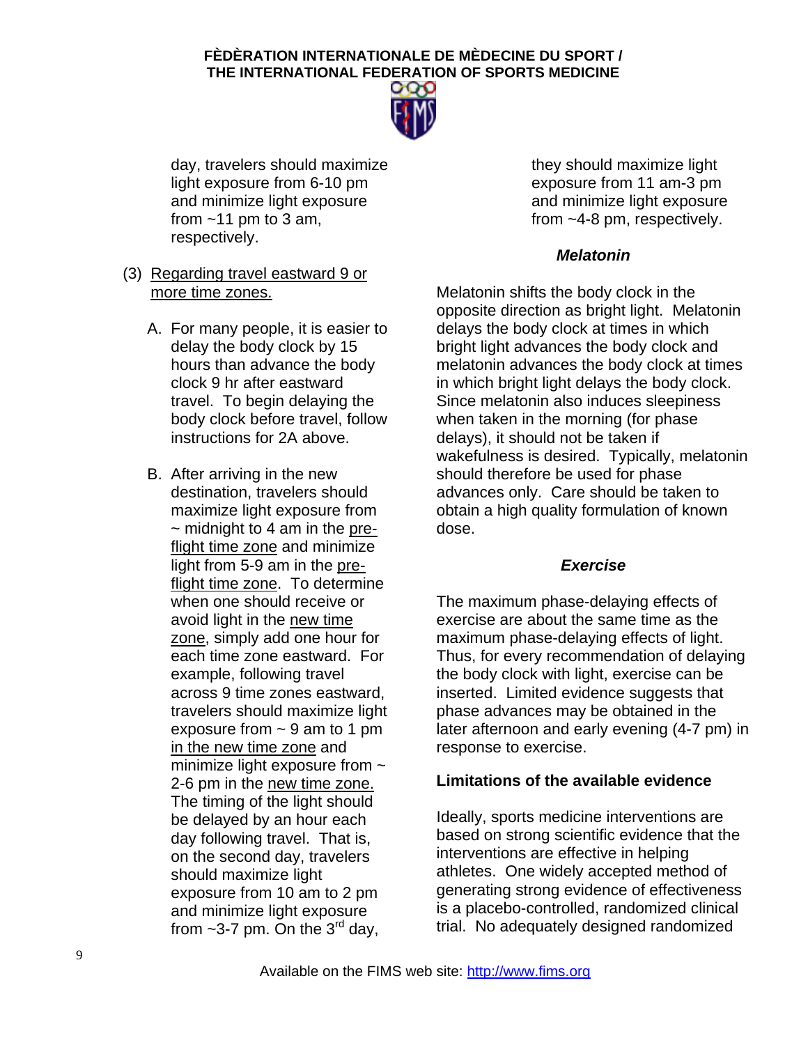day, travelers should maximize light exposure from 6-10 pm and minimize light exposure from ~11 pm to 3 am, respectively.

(3) Regarding travel eastward 9 or more time zones.

A. For many people, it is easier to delay the body clock by 15 hours than advance the body clock 9 hr after eastward travel. To begin delaying the body clock before travel, follow instructions for 2A above.

B. After arriving in the new destination, travelers should maximize light exposure from ~ midnight to 4 am in the pre-flight time zone and minimize light from 5-9 am in the pre-flight time zone. To determine when one should receive or avoid light in the new time zone, simply add one hour for each time zone eastward. For example, following travel across 9 time zones eastward, travelers should maximize light exposure from ~ 9 am to 1 pm in the new time zone and minimize light exposure from ~ 2-6 pm in the new time zone. The timing of the light should be delayed by an hour each day following travel. That is, on the second day, travelers should maximize light exposure from 10 am to 2 pm and minimize light exposure from ~3-7 pm. On the 3rd day, they should maximize light exposure from 11 am-3 pm and minimize light exposure from ~4-8 pm, respectively.

### *Melatonin*

Melatonin shifts the body clock in the opposite direction as bright light. Melatonin delays the body clock at times in which bright light advances the body clock and melatonin advances the body clock at times in which bright light delays the body clock. Since melatonin also induces sleepiness when taken in the morning (for phase delays), it should not be taken if wakefulness is desired. Typically, melatonin should therefore be used for phase advances only. Care should be taken to obtain a high quality formulation of known dose.

### *Exercise*

The maximum phase-delaying effects of exercise are about the same time as the maximum phase-delaying effects of light. Thus, for every recommendation of delaying the body clock with light, exercise can be inserted. Limited evidence suggests that phase advances may be obtained in the later afternoon and early evening (4-7 pm) in response to exercise.

### **Limitations of the available evidence**

Ideally, sports medicine interventions are based on strong scientific evidence that the interventions are effective in helping athletes. One widely accepted method of generating strong evidence of effectiveness is a placebo-controlled, randomized clinical trial. No adequately designed randomized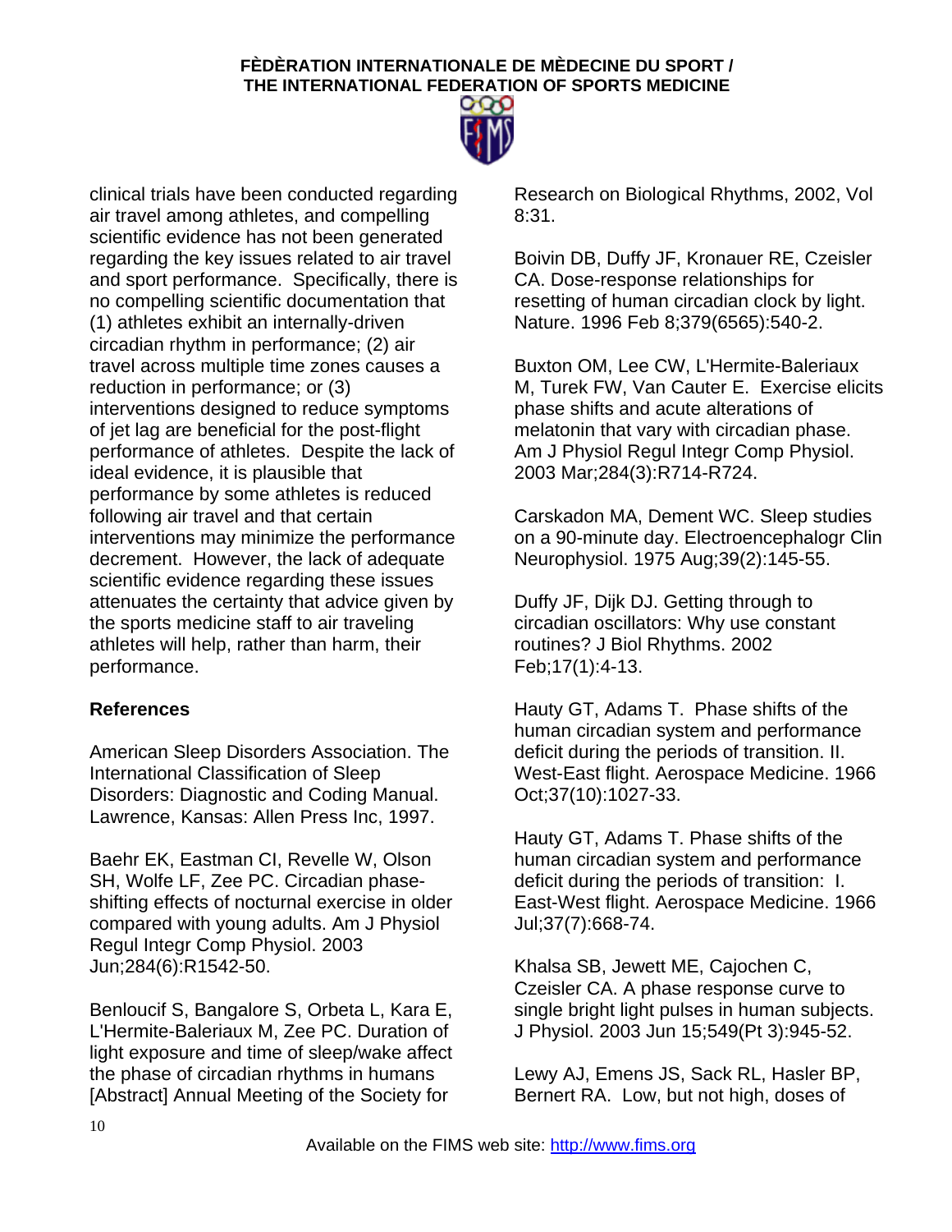clinical trials have been conducted regarding air travel among athletes, and compelling scientific evidence has not been generated regarding the key issues related to air travel and sport performance. Specifically, there is no compelling scientific documentation that (1) athletes exhibit an internally-driven circadian rhythm in performance; (2) air travel across multiple time zones causes a reduction in performance; or (3) interventions designed to reduce symptoms of jet lag are beneficial for the post-flight performance of athletes. Despite the lack of ideal evidence, it is plausible that performance by some athletes is reduced following air travel and that certain interventions may minimize the performance decrement. However, the lack of adequate scientific evidence regarding these issues attenuates the certainty that advice given by the sports medicine staff to air traveling athletes will help, rather than harm, their performance.

## References

American Sleep Disorders Association. The International Classification of Sleep Disorders: Diagnostic and Coding Manual. Lawrence, Kansas: Allen Press Inc, 1997.

Baehr EK, Eastman CI, Revelle W, Olson SH, Wolfe LF, Zee PC. Circadian phase-shifting effects of nocturnal exercise in older compared with young adults. Am J Physiol Regul Integr Comp Physiol. 2003 Jun;284(6):R1542-50.

Benloucif S, Bangalore S, Orbeta L, Kara E, L'Hermite-Baleriaux M, Zee PC. Duration of light exposure and time of sleep/wake affect the phase of circadian rhythms in humans [Abstract] Annual Meeting of the Society for Research on Biological Rhythms, 2002, Vol 8:31.

Boivin DB, Duffy JF, Kronauer RE, Czeisler CA. Dose-response relationships for resetting of human circadian clock by light. Nature. 1996 Feb 8;379(6565):540-2.

Buxton OM, Lee CW, L'Hermite-Baleriaux M, Turek FW, Van Cauter E. Exercise elicits phase shifts and acute alterations of melatonin that vary with circadian phase. Am J Physiol Regul Integr Comp Physiol. 2003 Mar;284(3):R714-R724.

Carskadon MA, Dement WC. Sleep studies on a 90-minute day. Electroencephalogr Clin Neurophysiol. 1975 Aug;39(2):145-55.

Duffy JF, Dijk DJ. Getting through to circadian oscillators: Why use constant routines? J Biol Rhythms. 2002 Feb;17(1):4-13.

Hauty GT, Adams T. Phase shifts of the human circadian system and performance deficit during the periods of transition. II. West-East flight. Aerospace Medicine. 1966 Oct;37(10):1027-33.

Hauty GT, Adams T. Phase shifts of the human circadian system and performance deficit during the periods of transition: I. East-West flight. Aerospace Medicine. 1966 Jul;37(7):668-74.

Khalsa SB, Jewett ME, Cajochen C, Czeisler CA. A phase response curve to single bright light pulses in human subjects. J Physiol. 2003 Jun 15;549(Pt 3):945-52.

Lewy AJ, Emens JS, Sack RL, Hasler BP, Bernert RA. Low, but not high, doses of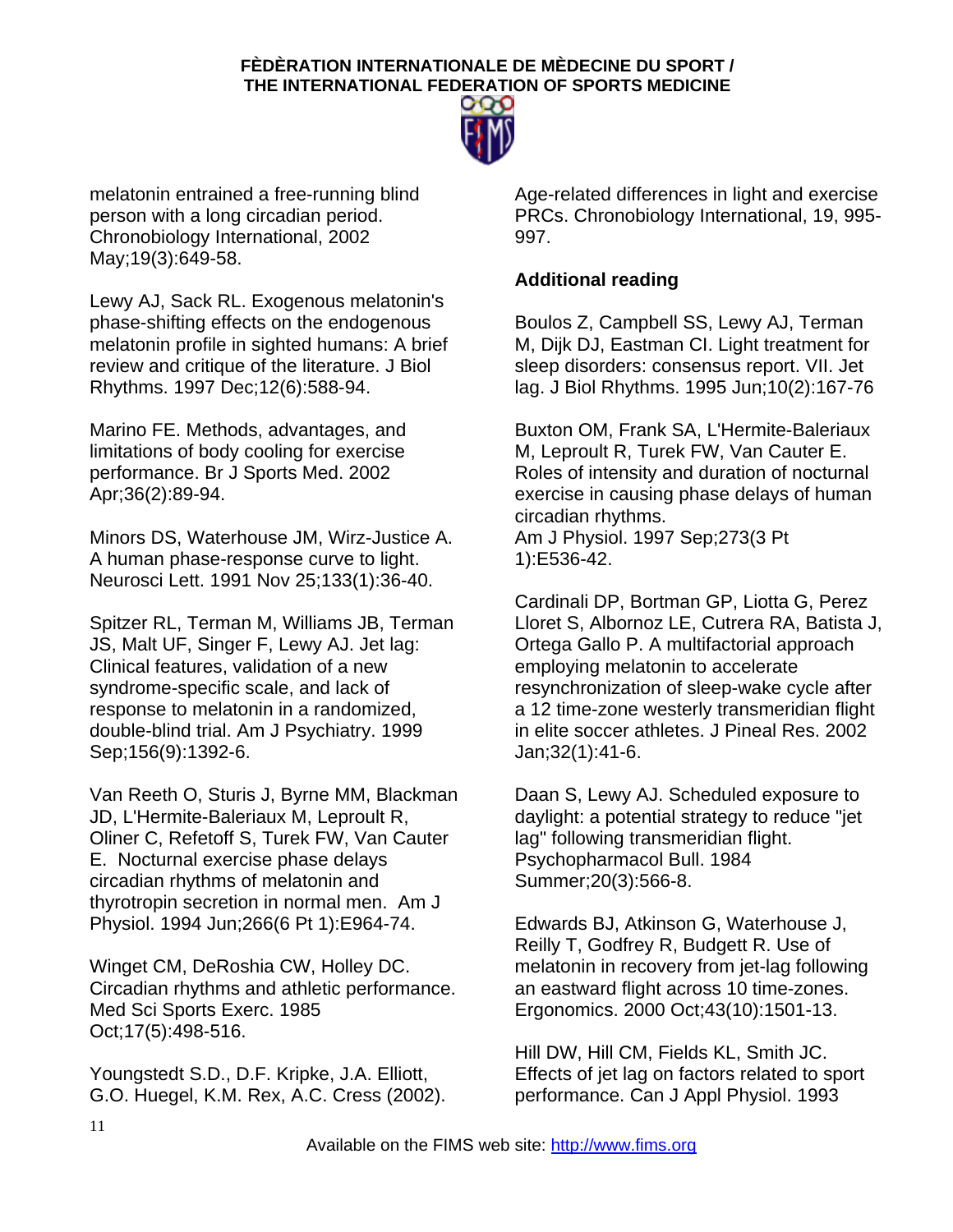melatonin entrained a free-running blind person with a long circadian period. Chronobiology International, 2002 May;19(3):649-58.

Lewy AJ, Sack RL. Exogenous melatonin's phase-shifting effects on the endogenous melatonin profile in sighted humans: A brief review and critique of the literature. J Biol Rhythms. 1997 Dec;12(6):588-94.

Marino FE. Methods, advantages, and limitations of body cooling for exercise performance. Br J Sports Med. 2002 Apr;36(2):89-94.

Minors DS, Waterhouse JM, Wirz-Justice A. A human phase-response curve to light. Neurosci Lett. 1991 Nov 25;133(1):36-40.

Spitzer RL, Terman M, Williams JB, Terman JS, Malt UF, Singer F, Lewy AJ. Jet lag: Clinical features, validation of a new syndrome-specific scale, and lack of response to melatonin in a randomized, double-blind trial. Am J Psychiatry. 1999 Sep;156(9):1392-6.

Van Reeth O, Sturis J, Byrne MM, Blackman JD, L'Hermite-Baleriaux M, Leproult R, Oliner C, Refetoff S, Turek FW, Van Cauter E. Nocturnal exercise phase delays circadian rhythms of melatonin and thyrotropin secretion in normal men. Am J Physiol. 1994 Jun;266(6 Pt 1):E964-74.

Winget CM, DeRoshia CW, Holley DC. Circadian rhythms and athletic performance. Med Sci Sports Exerc. 1985 Oct;17(5):498-516.

Youngstedt S.D., D.F. Kripke, J.A. Elliott, G.O. Huegel, K.M. Rex, A.C. Cress (2002). Age-related differences in light and exercise PRCs. Chronobiology International, 19, 995-997.

**Additional reading**

Boulos Z, Campbell SS, Lewy AJ, Terman M, Dijk DJ, Eastman CI. Light treatment for sleep disorders: consensus report. VII. Jet lag. J Biol Rhythms. 1995 Jun;10(2):167-76

Buxton OM, Frank SA, L'Hermite-Baleriaux M, Leproult R, Turek FW, Van Cauter E. Roles of intensity and duration of nocturnal exercise in causing phase delays of human circadian rhythms.
Am J Physiol. 1997 Sep;273(3 Pt 1):E536-42.

Cardinali DP, Bortman GP, Liotta G, Perez Lloret S, Albornoz LE, Cutrera RA, Batista J, Ortega Gallo P. A multifactorial approach employing melatonin to accelerate resynchronization of sleep-wake cycle after a 12 time-zone westerly transmeridian flight in elite soccer athletes. J Pineal Res. 2002 Jan;32(1):41-6.

Daan S, Lewy AJ. Scheduled exposure to daylight: a potential strategy to reduce "jet lag" following transmeridian flight. Psychopharmacol Bull. 1984 Summer;20(3):566-8.

Edwards BJ, Atkinson G, Waterhouse J, Reilly T, Godfrey R, Budgett R. Use of melatonin in recovery from jet-lag following an eastward flight across 10 time-zones. Ergonomics. 2000 Oct;43(10):1501-13.

Hill DW, Hill CM, Fields KL, Smith JC. Effects of jet lag on factors related to sport performance. Can J Appl Physiol. 1993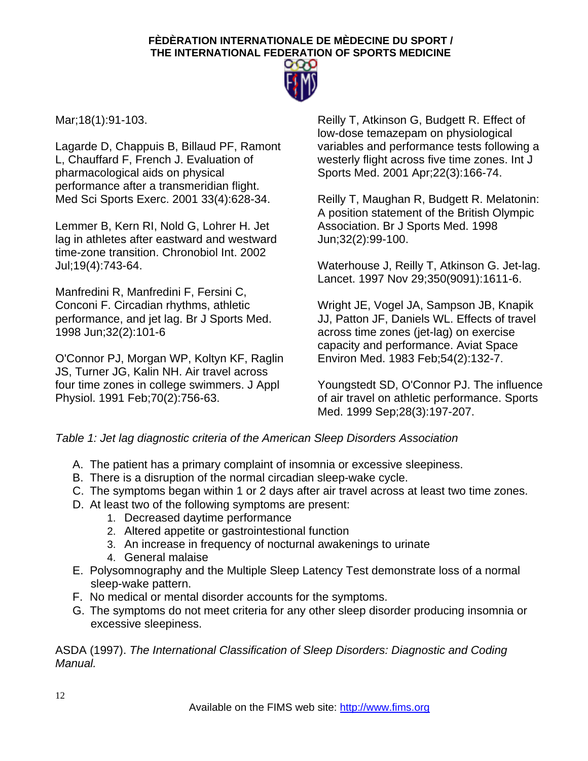Mar;18(1):91-103.

Lagarde D, Chappuis B, Billaud PF, Ramont L, Chauffard F, French J. Evaluation of pharmacological aids on physical performance after a transmeridian flight. Med Sci Sports Exerc. 2001 33(4):628-34.

Lemmer B, Kern RI, Nold G, Lohrer H. Jet lag in athletes after eastward and westward time-zone transition. Chronobiol Int. 2002 Jul;19(4):743-64.

Manfredini R, Manfredini F, Fersini C, Conconi F. Circadian rhythms, athletic performance, and jet lag. Br J Sports Med. 1998 Jun;32(2):101-6

O'Connor PJ, Morgan WP, Koltyn KF, Raglin JS, Turner JG, Kalin NH. Air travel across four time zones in college swimmers. J Appl Physiol. 1991 Feb;70(2):756-63.

Reilly T, Atkinson G, Budgett R. Effect of low-dose temazepam on physiological variables and performance tests following a westerly flight across five time zones. Int J Sports Med. 2001 Apr;22(3):166-74.

Reilly T, Maughan R, Budgett R. Melatonin: A position statement of the British Olympic Association. Br J Sports Med. 1998 Jun;32(2):99-100.

Waterhouse J, Reilly T, Atkinson G. Jet-lag. Lancet. 1997 Nov 29;350(9091):1611-6.

Wright JE, Vogel JA, Sampson JB, Knapik JJ, Patton JF, Daniels WL. Effects of travel across time zones (jet-lag) on exercise capacity and performance. Aviat Space Environ Med. 1983 Feb;54(2):132-7.

Youngstedt SD, O'Connor PJ. The influence of air travel on athletic performance. Sports Med. 1999 Sep;28(3):197-207.

*Table 1: Jet lag diagnostic criteria of the American Sleep Disorders Association*

A. The patient has a primary complaint of insomnia or excessive sleepiness.
B. There is a disruption of the normal circadian sleep-wake cycle.
C. The symptoms began within 1 or 2 days after air travel across at least two time zones.
D. At least two of the following symptoms are present:
    1. Decreased daytime performance
    2. Altered appetite or gastrointestional function
    3. An increase in frequency of nocturnal awakenings to urinate
    4. General malaise
E. Polysomnography and the Multiple Sleep Latency Test demonstrate loss of a normal sleep-wake pattern.
F. No medical or mental disorder accounts for the symptoms.
G. The symptoms do not meet criteria for any other sleep disorder producing insomnia or excessive sleepiness.

ASDA (1997). *The International Classification of Sleep Disorders: Diagnostic and Coding Manual.*